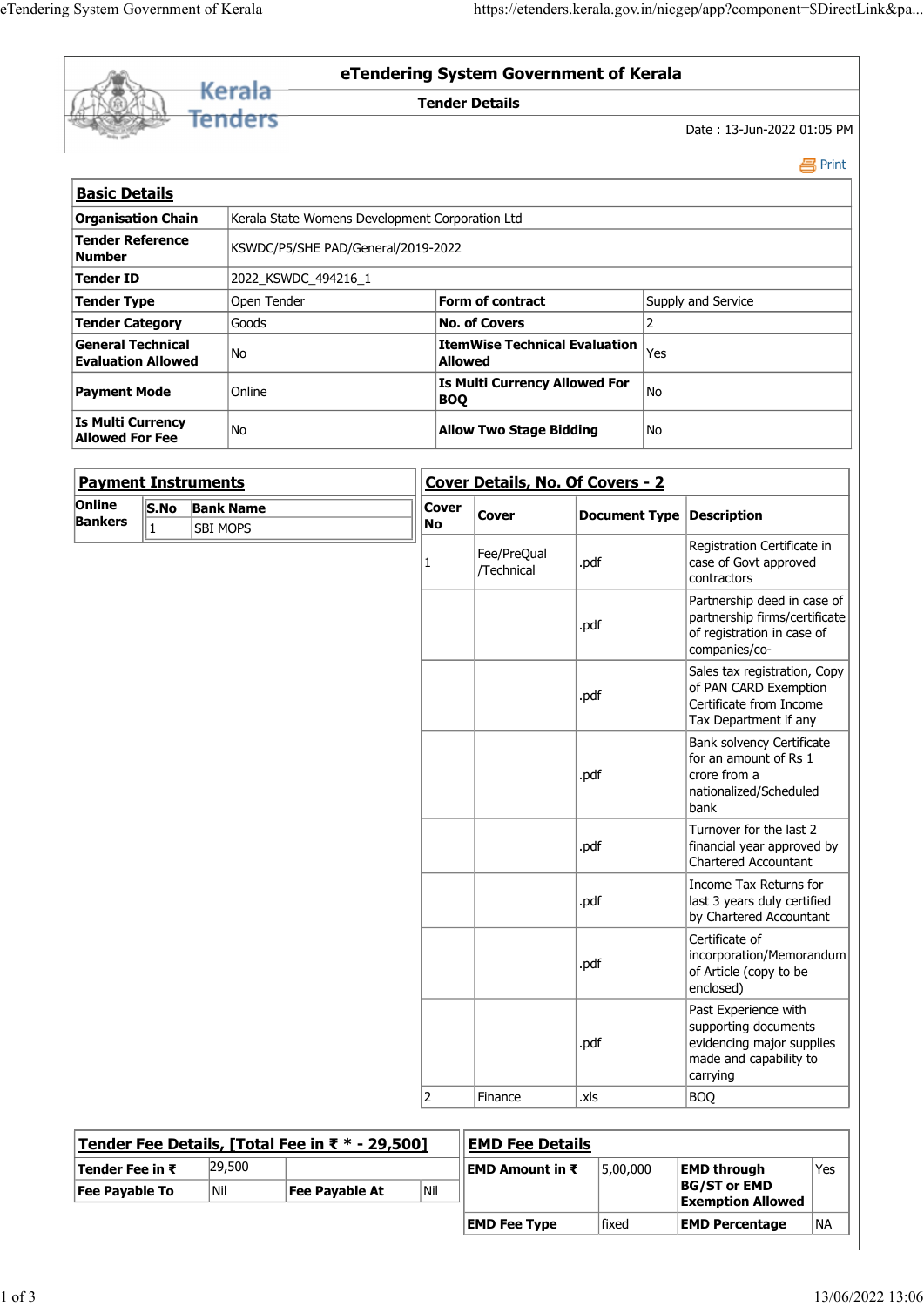# eTendering System Government of Kerala

## Tender Details

Date : 13-Jun-2022 01:05 PM

Print

### Basic Details

| | | | |
|---|---|---|---|
| **Organisation Chain** | Kerala State Womens Development Corporation Ltd | | |
| **Tender Reference Number** | KSWDC/P5/SHE PAD/General/2019-2022 | | |
| **Tender ID** | 2022_KSWDC_494216_1 | | |
| **Tender Type** | Open Tender | **Form of contract** | Supply and Service |
| **Tender Category** | Goods | **No. of Covers** | 2 |
| **General Technical Evaluation Allowed** | No | **ItemWise Technical Evaluation Allowed** | Yes |
| **Payment Mode** | Online | **Is Multi Currency Allowed For BOQ** | No |
| **Is Multi Currency Allowed For Fee** | No | **Allow Two Stage Bidding** | No |

### Payment Instruments

| Online Bankers | S.No | Bank Name |
|---|---|---|
| | 1 | SBI MOPS |

### Cover Details, No. Of Covers - 2

| Cover No | Cover | Document Type | Description |
|---|---|---|---|
| 1 | Fee/PreQual /Technical | .pdf | Registration Certificate in case of Govt approved contractors |
| | | .pdf | Partnership deed in case of partnership firms/certificate of registration in case of companies/co- |
| | | .pdf | Sales tax registration, Copy of PAN CARD Exemption Certificate from Income Tax Department if any |
| | | .pdf | Bank solvency Certificate for an amount of Rs 1 crore from a nationalized/Scheduled bank |
| | | .pdf | Turnover for the last 2 financial year approved by Chartered Accountant |
| | | .pdf | Income Tax Returns for last 3 years duly certified by Chartered Accountant |
| | | .pdf | Certificate of incorporation/Memorandum of Article (copy to be enclosed) |
| | | .pdf | Past Experience with supporting documents evidencing major supplies made and capability to carrying |
| 2 | Finance | .xls | BOQ |

### Tender Fee Details, [Total Fee in ₹ * - 29,500]

| | | | |
|---|---|---|---|
| **Tender Fee in ₹** | 29,500 | | |
| **Fee Payable To** | Nil | **Fee Payable At** | Nil |

### EMD Fee Details

| | | | |
|---|---|---|---|
| **EMD Amount in ₹** | 5,00,000 | **EMD through BG/ST or EMD Exemption Allowed** | Yes |
| **EMD Fee Type** | fixed | **EMD Percentage** | NA |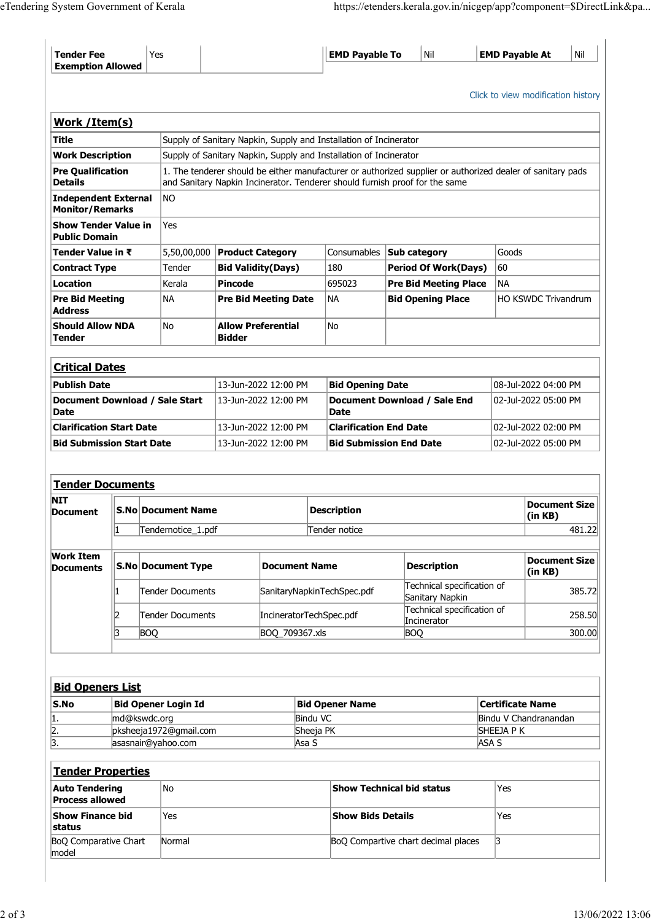| Tender Fee Exemption Allowed | Yes | | EMD Payable To | Nil | EMD Payable At | Nil |
|---|---|---|---|---|---|---|

Click to view modification history

## Work /Item(s)

| | | | | | |
|---|---|---|---|---|---|
| **Title** | Supply of Sanitary Napkin, Supply and Installation of Incinerator | | | | |
| **Work Description** | Supply of Sanitary Napkin, Supply and Installation of Incinerator | | | | |
| **Pre Qualification Details** | 1. The tenderer should be either manufacturer or authorized supplier or authorized dealer of sanitary pads and Sanitary Napkin Incinerator. Tenderer should furnish proof for the same | | | | |
| **Independent External Monitor/Remarks** | NO | | | | |
| **Show Tender Value in Public Domain** | Yes | | | | |
| **Tender Value in ₹** | 5,50,00,000 | **Product Category** | Consumables | **Sub category** | Goods |
| **Contract Type** | Tender | **Bid Validity(Days)** | 180 | **Period Of Work(Days)** | 60 |
| **Location** | Kerala | **Pincode** | 695023 | **Pre Bid Meeting Place** | NA |
| **Pre Bid Meeting Address** | NA | **Pre Bid Meeting Date** | NA | **Bid Opening Place** | HO KSWDC Trivandrum |
| **Should Allow NDA Tender** | No | **Allow Preferential Bidder** | No | | |

## Critical Dates

| | | | |
|---|---|---|---|
| **Publish Date** | 13-Jun-2022 12:00 PM | **Bid Opening Date** | 08-Jul-2022 04:00 PM |
| **Document Download / Sale Start Date** | 13-Jun-2022 12:00 PM | **Document Download / Sale End Date** | 02-Jul-2022 05:00 PM |
| **Clarification Start Date** | 13-Jun-2022 12:00 PM | **Clarification End Date** | 02-Jul-2022 02:00 PM |
| **Bid Submission Start Date** | 13-Jun-2022 12:00 PM | **Bid Submission End Date** | 02-Jul-2022 05:00 PM |

## Tender Documents

**NIT Document**

| S.No | Document Name | Description | Document Size (in KB) |
|---|---|---|---|
| 1 | Tendernotice_1.pdf | Tender notice | 481.22 |

**Work Item Documents**

| S.No | Document Type | Document Name | Description | Document Size (in KB) |
|---|---|---|---|---|
| 1 | Tender Documents | SanitaryNapkinTechSpec.pdf | Technical specification of Sanitary Napkin | 385.72 |
| 2 | Tender Documents | IncineratorTechSpec.pdf | Technical specification of Incinerator | 258.50 |
| 3 | BOQ | BOQ_709367.xls | BOQ | 300.00 |

## Bid Openers List

| S.No | Bid Opener Login Id | Bid Opener Name | Certificate Name |
|---|---|---|---|
| 1. | md@kswdc.org | Bindu VC | Bindu V Chandranandan |
| 2. | pksheeja1972@gmail.com | Sheeja PK | SHEEJA P K |
| 3. | asasnair@yahoo.com | Asa S | ASA S |

## Tender Properties

| | | | |
|---|---|---|---|
| **Auto Tendering Process allowed** | No | **Show Technical bid status** | Yes |
| **Show Finance bid status** | Yes | **Show Bids Details** | Yes |
| BoQ Comparative Chart model | Normal | BoQ Compartive chart decimal places | 3 |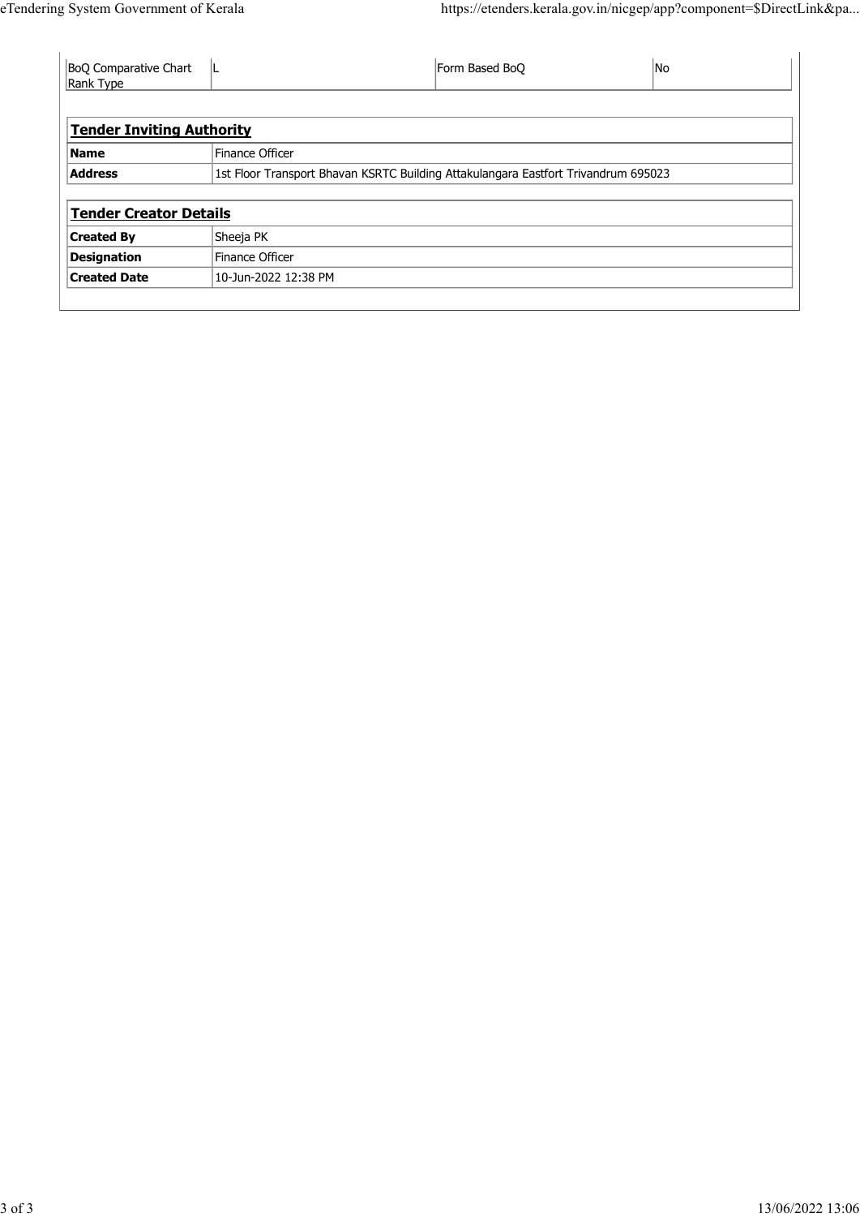| BoQ Comparative Chart Rank Type | L | Form Based BoQ | No |
| --- | --- | --- | --- |

| Tender Inviting Authority | |
| --- | --- |
| **Name** | Finance Officer |
| **Address** | 1st Floor Transport Bhavan KSRTC Building Attakulangara Eastfort Trivandrum 695023 |

| Tender Creator Details | |
| --- | --- |
| **Created By** | Sheeja PK |
| **Designation** | Finance Officer |
| **Created Date** | 10-Jun-2022 12:38 PM |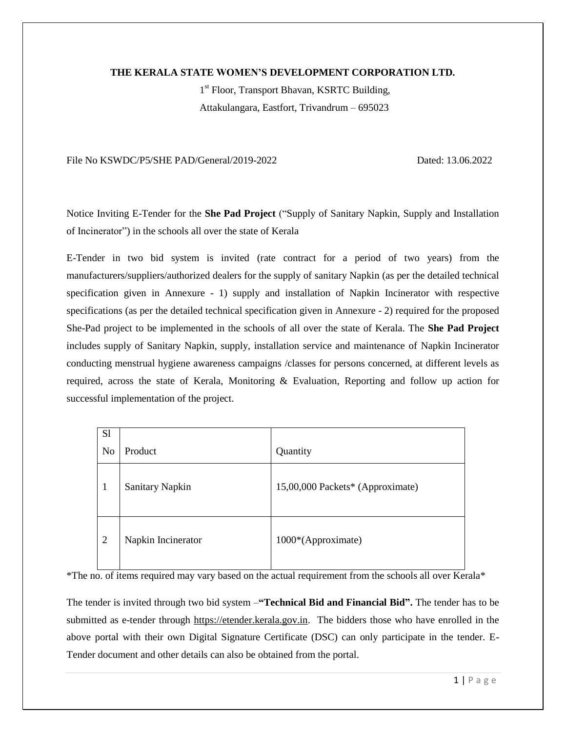**THE KERALA STATE WOMEN'S DEVELOPMENT CORPORATION LTD.**

1st Floor, Transport Bhavan, KSRTC Building,

Attakulangara, Eastfort, Trivandrum – 695023

File No KSWDC/P5/SHE PAD/General/2019-2022 Dated: 13.06.2022

Notice Inviting E-Tender for the **She Pad Project** ("Supply of Sanitary Napkin, Supply and Installation of Incinerator") in the schools all over the state of Kerala

E-Tender in two bid system is invited (rate contract for a period of two years) from the manufacturers/suppliers/authorized dealers for the supply of sanitary Napkin (as per the detailed technical specification given in Annexure - 1) supply and installation of Napkin Incinerator with respective specifications (as per the detailed technical specification given in Annexure - 2) required for the proposed She-Pad project to be implemented in the schools of all over the state of Kerala. The **She Pad Project** includes supply of Sanitary Napkin, supply, installation service and maintenance of Napkin Incinerator conducting menstrual hygiene awareness campaigns /classes for persons concerned, at different levels as required, across the state of Kerala, Monitoring & Evaluation, Reporting and follow up action for successful implementation of the project.

| Sl No | Product | Quantity |
|---|---|---|
| 1 | Sanitary Napkin | 15,00,000 Packets* (Approximate) |
| 2 | Napkin Incinerator | 1000*(Approximate) |

*The no. of items required may vary based on the actual requirement from the schools all over Kerala*

The tender is invited through two bid system –**"Technical Bid and Financial Bid".** The tender has to be submitted as e-tender through https://etender.kerala.gov.in. The bidders those who have enrolled in the above portal with their own Digital Signature Certificate (DSC) can only participate in the tender. E-Tender document and other details can also be obtained from the portal.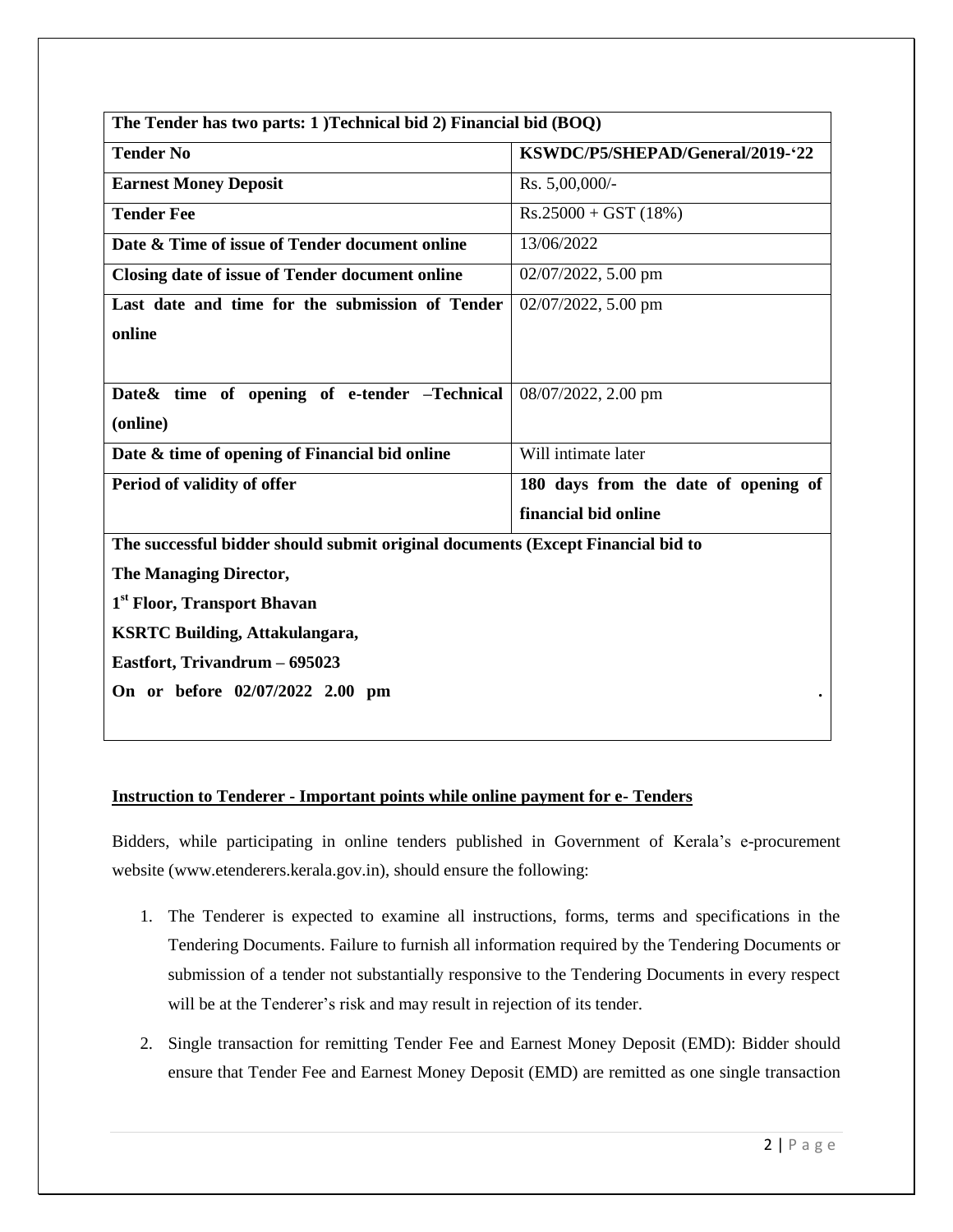| The Tender has two parts: 1 )Technical bid 2) Financial bid (BOQ) | |
|---|---|
| **Tender No** | **KSWDC/P5/SHEPAD/General/2019-'22** |
| **Earnest Money Deposit** | Rs. 5,00,000/- |
| **Tender Fee** | Rs.25000 + GST (18%) |
| **Date & Time of issue of Tender document online** | 13/06/2022 |
| **Closing date of issue of Tender document online** | 02/07/2022, 5.00 pm |
| **Last date and time for the submission of Tender online** | 02/07/2022, 5.00 pm |
| **Date& time of opening of e-tender –Technical (online)** | 08/07/2022, 2.00 pm |
| **Date & time of opening of Financial bid online** | Will intimate later |
| **Period of validity of offer** | **180 days from the date of opening of financial bid online** |
| **The successful bidder should submit original documents (Except Financial bid to The Managing Director, 1st Floor, Transport Bhavan KSRTC Building, Attakulangara, Eastfort, Trivandrum – 695023 On or before 02/07/2022 2.00 pm .** | |

**Instruction to Tenderer - Important points while online payment for e- Tenders**

Bidders, while participating in online tenders published in Government of Kerala's e-procurement website (www.etenderers.kerala.gov.in), should ensure the following:

1. The Tenderer is expected to examine all instructions, forms, terms and specifications in the Tendering Documents. Failure to furnish all information required by the Tendering Documents or submission of a tender not substantially responsive to the Tendering Documents in every respect will be at the Tenderer's risk and may result in rejection of its tender.
2. Single transaction for remitting Tender Fee and Earnest Money Deposit (EMD): Bidder should ensure that Tender Fee and Earnest Money Deposit (EMD) are remitted as one single transaction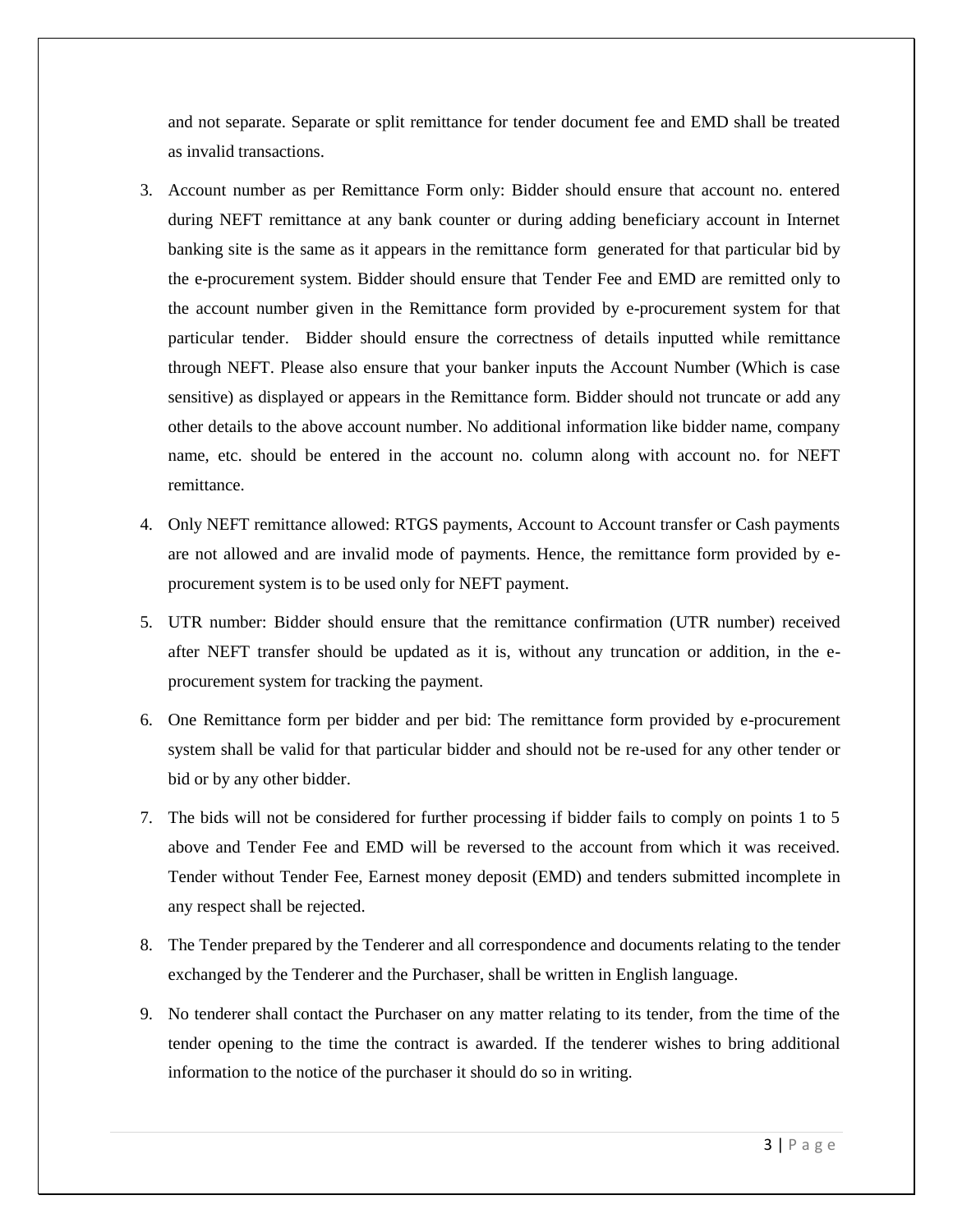and not separate. Separate or split remittance for tender document fee and EMD shall be treated as invalid transactions.

3. Account number as per Remittance Form only: Bidder should ensure that account no. entered during NEFT remittance at any bank counter or during adding beneficiary account in Internet banking site is the same as it appears in the remittance form generated for that particular bid by the e-procurement system. Bidder should ensure that Tender Fee and EMD are remitted only to the account number given in the Remittance form provided by e-procurement system for that particular tender. Bidder should ensure the correctness of details inputted while remittance through NEFT. Please also ensure that your banker inputs the Account Number (Which is case sensitive) as displayed or appears in the Remittance form. Bidder should not truncate or add any other details to the above account number. No additional information like bidder name, company name, etc. should be entered in the account no. column along with account no. for NEFT remittance.
4. Only NEFT remittance allowed: RTGS payments, Account to Account transfer or Cash payments are not allowed and are invalid mode of payments. Hence, the remittance form provided by e-procurement system is to be used only for NEFT payment.
5. UTR number: Bidder should ensure that the remittance confirmation (UTR number) received after NEFT transfer should be updated as it is, without any truncation or addition, in the e-procurement system for tracking the payment.
6. One Remittance form per bidder and per bid: The remittance form provided by e-procurement system shall be valid for that particular bidder and should not be re-used for any other tender or bid or by any other bidder.
7. The bids will not be considered for further processing if bidder fails to comply on points 1 to 5 above and Tender Fee and EMD will be reversed to the account from which it was received. Tender without Tender Fee, Earnest money deposit (EMD) and tenders submitted incomplete in any respect shall be rejected.
8. The Tender prepared by the Tenderer and all correspondence and documents relating to the tender exchanged by the Tenderer and the Purchaser, shall be written in English language.
9. No tenderer shall contact the Purchaser on any matter relating to its tender, from the time of the tender opening to the time the contract is awarded. If the tenderer wishes to bring additional information to the notice of the purchaser it should do so in writing.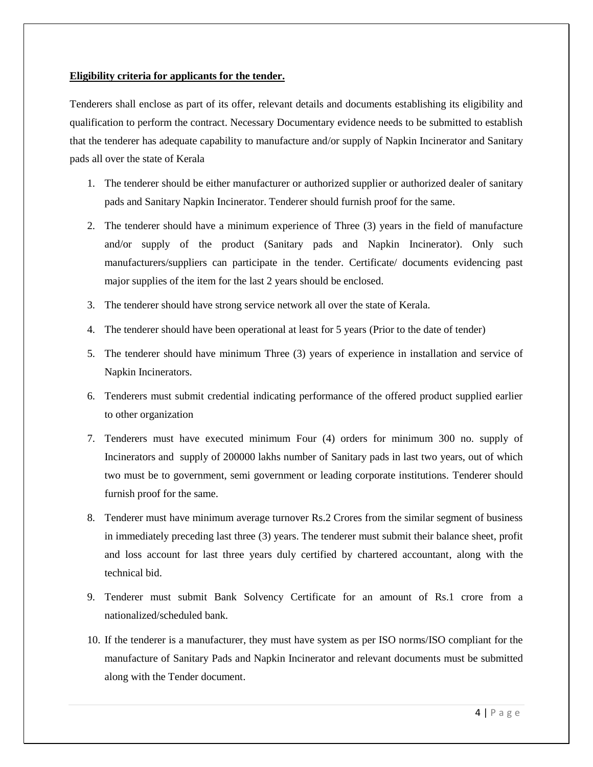**Eligibility criteria for applicants for the tender.**

Tenderers shall enclose as part of its offer, relevant details and documents establishing its eligibility and qualification to perform the contract. Necessary Documentary evidence needs to be submitted to establish that the tenderer has adequate capability to manufacture and/or supply of Napkin Incinerator and Sanitary pads all over the state of Kerala

1. The tenderer should be either manufacturer or authorized supplier or authorized dealer of sanitary pads and Sanitary Napkin Incinerator. Tenderer should furnish proof for the same.
2. The tenderer should have a minimum experience of Three (3) years in the field of manufacture and/or supply of the product (Sanitary pads and Napkin Incinerator). Only such manufacturers/suppliers can participate in the tender. Certificate/ documents evidencing past major supplies of the item for the last 2 years should be enclosed.
3. The tenderer should have strong service network all over the state of Kerala.
4. The tenderer should have been operational at least for 5 years (Prior to the date of tender)
5. The tenderer should have minimum Three (3) years of experience in installation and service of Napkin Incinerators.
6. Tenderers must submit credential indicating performance of the offered product supplied earlier to other organization
7. Tenderers must have executed minimum Four (4) orders for minimum 300 no. supply of Incinerators and supply of 200000 lakhs number of Sanitary pads in last two years, out of which two must be to government, semi government or leading corporate institutions. Tenderer should furnish proof for the same.
8. Tenderer must have minimum average turnover Rs.2 Crores from the similar segment of business in immediately preceding last three (3) years. The tenderer must submit their balance sheet, profit and loss account for last three years duly certified by chartered accountant, along with the technical bid.
9. Tenderer must submit Bank Solvency Certificate for an amount of Rs.1 crore from a nationalized/scheduled bank.
10. If the tenderer is a manufacturer, they must have system as per ISO norms/ISO compliant for the manufacture of Sanitary Pads and Napkin Incinerator and relevant documents must be submitted along with the Tender document.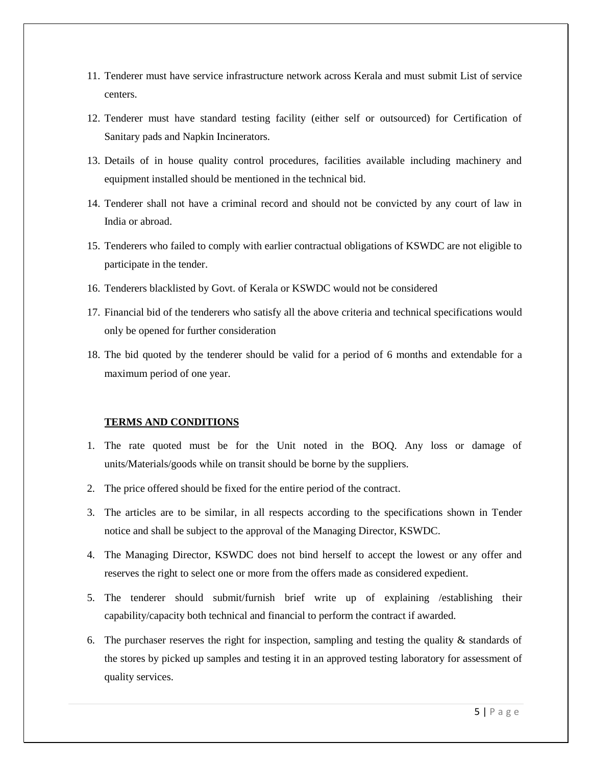11. Tenderer must have service infrastructure network across Kerala and must submit List of service centers.
12. Tenderer must have standard testing facility (either self or outsourced) for Certification of Sanitary pads and Napkin Incinerators.
13. Details of in house quality control procedures, facilities available including machinery and equipment installed should be mentioned in the technical bid.
14. Tenderer shall not have a criminal record and should not be convicted by any court of law in India or abroad.
15. Tenderers who failed to comply with earlier contractual obligations of KSWDC are not eligible to participate in the tender.
16. Tenderers blacklisted by Govt. of Kerala or KSWDC would not be considered
17. Financial bid of the tenderers who satisfy all the above criteria and technical specifications would only be opened for further consideration
18. The bid quoted by the tenderer should be valid for a period of 6 months and extendable for a maximum period of one year.

**TERMS AND CONDITIONS**

1. The rate quoted must be for the Unit noted in the BOQ. Any loss or damage of units/Materials/goods while on transit should be borne by the suppliers.
2. The price offered should be fixed for the entire period of the contract.
3. The articles are to be similar, in all respects according to the specifications shown in Tender notice and shall be subject to the approval of the Managing Director, KSWDC.
4. The Managing Director, KSWDC does not bind herself to accept the lowest or any offer and reserves the right to select one or more from the offers made as considered expedient.
5. The tenderer should submit/furnish brief write up of explaining /establishing their capability/capacity both technical and financial to perform the contract if awarded.
6. The purchaser reserves the right for inspection, sampling and testing the quality & standards of the stores by picked up samples and testing it in an approved testing laboratory for assessment of quality services.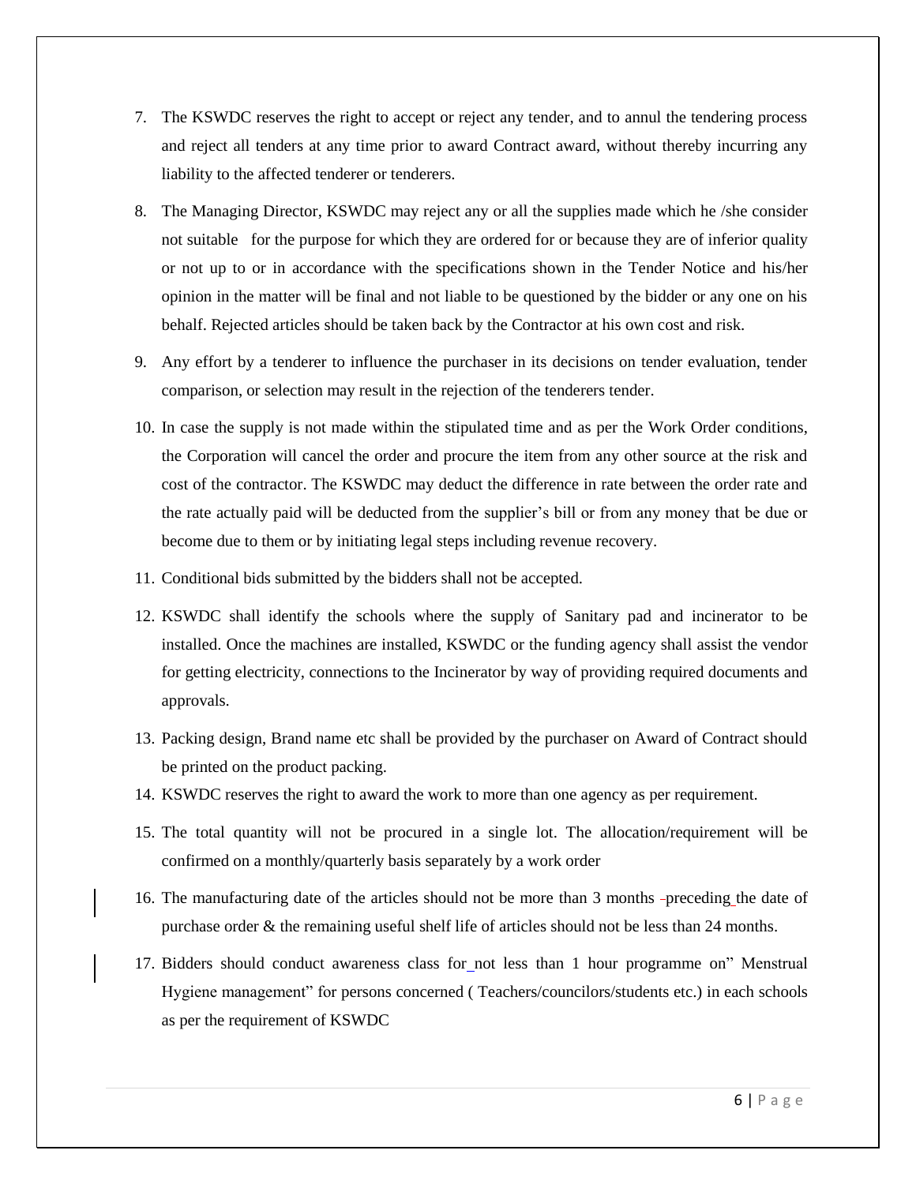7. The KSWDC reserves the right to accept or reject any tender, and to annul the tendering process and reject all tenders at any time prior to award Contract award, without thereby incurring any liability to the affected tenderer or tenderers.

8. The Managing Director, KSWDC may reject any or all the supplies made which he /she consider not suitable for the purpose for which they are ordered for or because they are of inferior quality or not up to or in accordance with the specifications shown in the Tender Notice and his/her opinion in the matter will be final and not liable to be questioned by the bidder or any one on his behalf. Rejected articles should be taken back by the Contractor at his own cost and risk.

9. Any effort by a tenderer to influence the purchaser in its decisions on tender evaluation, tender comparison, or selection may result in the rejection of the tenderers tender.

10. In case the supply is not made within the stipulated time and as per the Work Order conditions, the Corporation will cancel the order and procure the item from any other source at the risk and cost of the contractor. The KSWDC may deduct the difference in rate between the order rate and the rate actually paid will be deducted from the supplier's bill or from any money that be due or become due to them or by initiating legal steps including revenue recovery.

11. Conditional bids submitted by the bidders shall not be accepted.

12. KSWDC shall identify the schools where the supply of Sanitary pad and incinerator to be installed. Once the machines are installed, KSWDC or the funding agency shall assist the vendor for getting electricity, connections to the Incinerator by way of providing required documents and approvals.

13. Packing design, Brand name etc shall be provided by the purchaser on Award of Contract should be printed on the product packing.

14. KSWDC reserves the right to award the work to more than one agency as per requirement.

15. The total quantity will not be procured in a single lot. The allocation/requirement will be confirmed on a monthly/quarterly basis separately by a work order

16. The manufacturing date of the articles should not be more than 3 months preceding the date of purchase order & the remaining useful shelf life of articles should not be less than 24 months.

17. Bidders should conduct awareness class for not less than 1 hour programme on" Menstrual Hygiene management" for persons concerned ( Teachers/councilors/students etc.) in each schools as per the requirement of KSWDC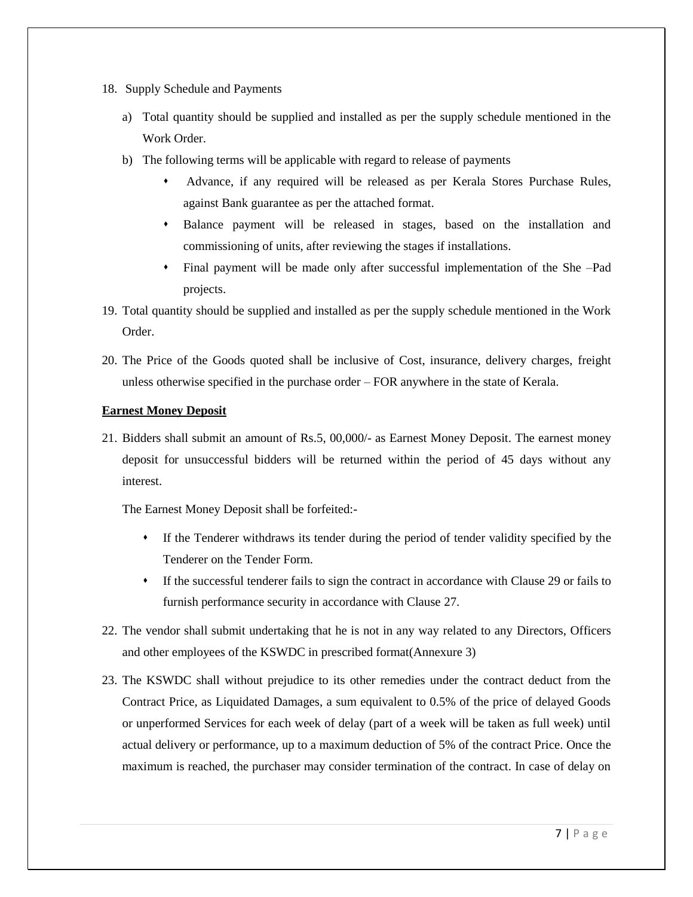18. Supply Schedule and Payments

    a) Total quantity should be supplied and installed as per the supply schedule mentioned in the Work Order.

    b) The following terms will be applicable with regard to release of payments

        - Advance, if any required will be released as per Kerala Stores Purchase Rules, against Bank guarantee as per the attached format.
        - Balance payment will be released in stages, based on the installation and commissioning of units, after reviewing the stages if installations.
        - Final payment will be made only after successful implementation of the She –Pad projects.

19. Total quantity should be supplied and installed as per the supply schedule mentioned in the Work Order.

20. The Price of the Goods quoted shall be inclusive of Cost, insurance, delivery charges, freight unless otherwise specified in the purchase order – FOR anywhere in the state of Kerala.

**Earnest Money Deposit**

21. Bidders shall submit an amount of Rs.5, 00,000/- as Earnest Money Deposit. The earnest money deposit for unsuccessful bidders will be returned within the period of 45 days without any interest.

    The Earnest Money Deposit shall be forfeited:-

    - If the Tenderer withdraws its tender during the period of tender validity specified by the Tenderer on the Tender Form.
    - If the successful tenderer fails to sign the contract in accordance with Clause 29 or fails to furnish performance security in accordance with Clause 27.

22. The vendor shall submit undertaking that he is not in any way related to any Directors, Officers and other employees of the KSWDC in prescribed format(Annexure 3)

23. The KSWDC shall without prejudice to its other remedies under the contract deduct from the Contract Price, as Liquidated Damages, a sum equivalent to 0.5% of the price of delayed Goods or unperformed Services for each week of delay (part of a week will be taken as full week) until actual delivery or performance, up to a maximum deduction of 5% of the contract Price. Once the maximum is reached, the purchaser may consider termination of the contract. In case of delay on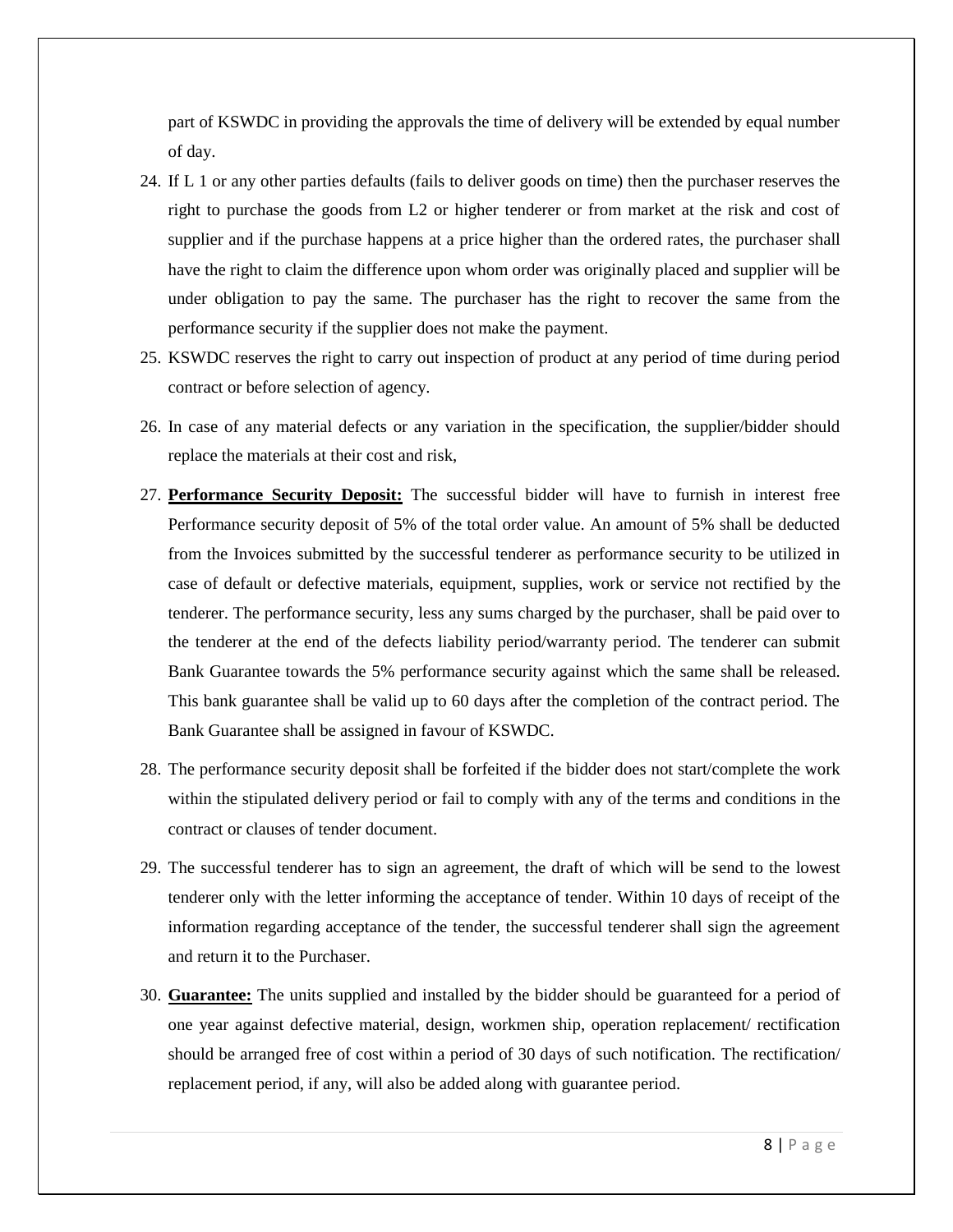part of KSWDC in providing the approvals the time of delivery will be extended by equal number of day.

24. If L 1 or any other parties defaults (fails to deliver goods on time) then the purchaser reserves the right to purchase the goods from L2 or higher tenderer or from market at the risk and cost of supplier and if the purchase happens at a price higher than the ordered rates, the purchaser shall have the right to claim the difference upon whom order was originally placed and supplier will be under obligation to pay the same. The purchaser has the right to recover the same from the performance security if the supplier does not make the payment.

25. KSWDC reserves the right to carry out inspection of product at any period of time during period contract or before selection of agency.

26. In case of any material defects or any variation in the specification, the supplier/bidder should replace the materials at their cost and risk,

27. **Performance Security Deposit:** The successful bidder will have to furnish in interest free Performance security deposit of 5% of the total order value. An amount of 5% shall be deducted from the Invoices submitted by the successful tenderer as performance security to be utilized in case of default or defective materials, equipment, supplies, work or service not rectified by the tenderer. The performance security, less any sums charged by the purchaser, shall be paid over to the tenderer at the end of the defects liability period/warranty period. The tenderer can submit Bank Guarantee towards the 5% performance security against which the same shall be released. This bank guarantee shall be valid up to 60 days after the completion of the contract period. The Bank Guarantee shall be assigned in favour of KSWDC.

28. The performance security deposit shall be forfeited if the bidder does not start/complete the work within the stipulated delivery period or fail to comply with any of the terms and conditions in the contract or clauses of tender document.

29. The successful tenderer has to sign an agreement, the draft of which will be send to the lowest tenderer only with the letter informing the acceptance of tender. Within 10 days of receipt of the information regarding acceptance of the tender, the successful tenderer shall sign the agreement and return it to the Purchaser.

30. **Guarantee:** The units supplied and installed by the bidder should be guaranteed for a period of one year against defective material, design, workmen ship, operation replacement/ rectification should be arranged free of cost within a period of 30 days of such notification. The rectification/ replacement period, if any, will also be added along with guarantee period.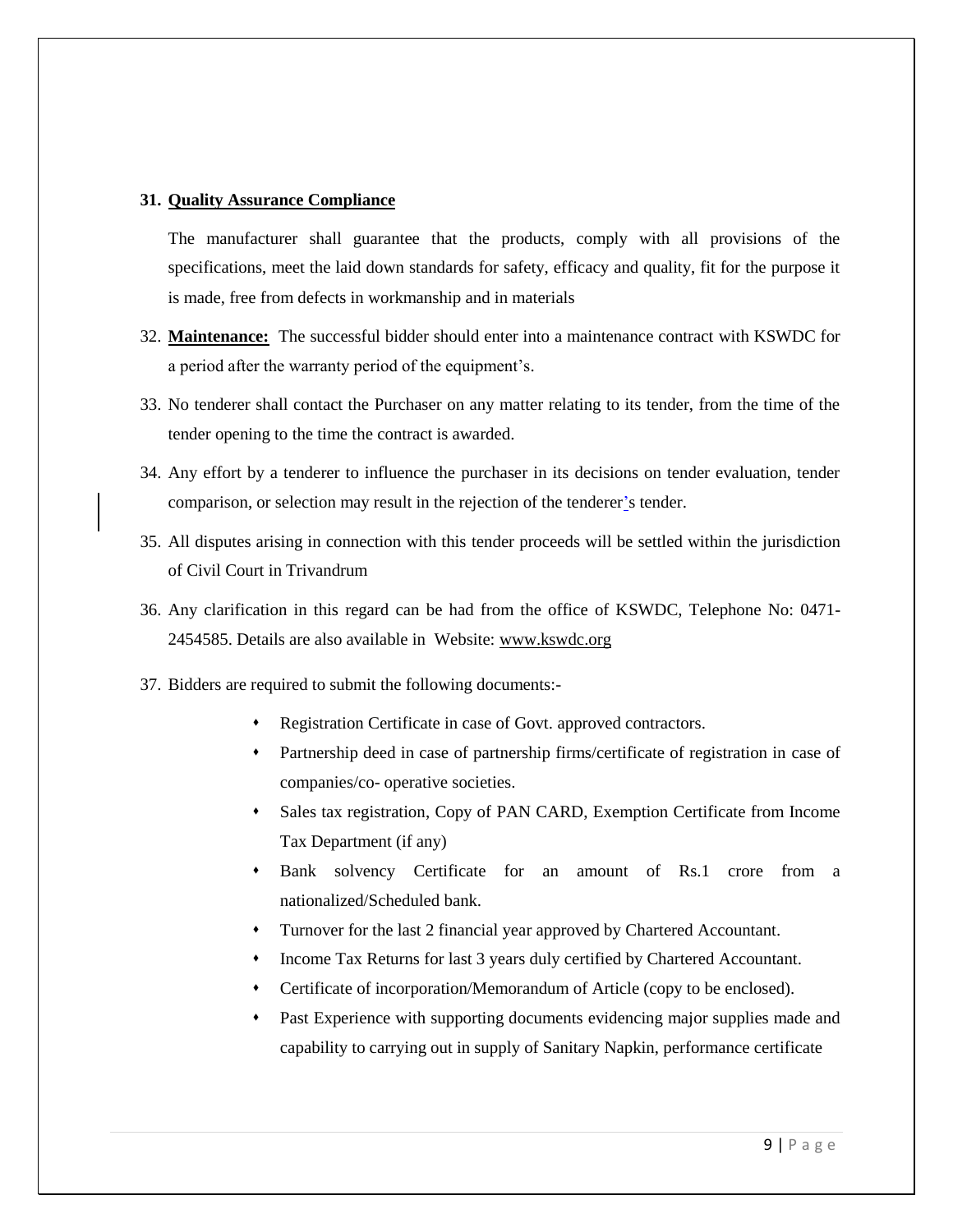**31. Quality Assurance Compliance**

The manufacturer shall guarantee that the products, comply with all provisions of the specifications, meet the laid down standards for safety, efficacy and quality, fit for the purpose it is made, free from defects in workmanship and in materials

32. **Maintenance:** The successful bidder should enter into a maintenance contract with KSWDC for a period after the warranty period of the equipment's.

33. No tenderer shall contact the Purchaser on any matter relating to its tender, from the time of the tender opening to the time the contract is awarded.

34. Any effort by a tenderer to influence the purchaser in its decisions on tender evaluation, tender comparison, or selection may result in the rejection of the tenderer's tender.

35. All disputes arising in connection with this tender proceeds will be settled within the jurisdiction of Civil Court in Trivandrum

36. Any clarification in this regard can be had from the office of KSWDC, Telephone No: 0471-2454585. Details are also available in Website: www.kswdc.org

37. Bidders are required to submit the following documents:-

    - Registration Certificate in case of Govt. approved contractors.
    - Partnership deed in case of partnership firms/certificate of registration in case of companies/co- operative societies.
    - Sales tax registration, Copy of PAN CARD, Exemption Certificate from Income Tax Department (if any)
    - Bank solvency Certificate for an amount of Rs.1 crore from a nationalized/Scheduled bank.
    - Turnover for the last 2 financial year approved by Chartered Accountant.
    - Income Tax Returns for last 3 years duly certified by Chartered Accountant.
    - Certificate of incorporation/Memorandum of Article (copy to be enclosed).
    - Past Experience with supporting documents evidencing major supplies made and capability to carrying out in supply of Sanitary Napkin, performance certificate